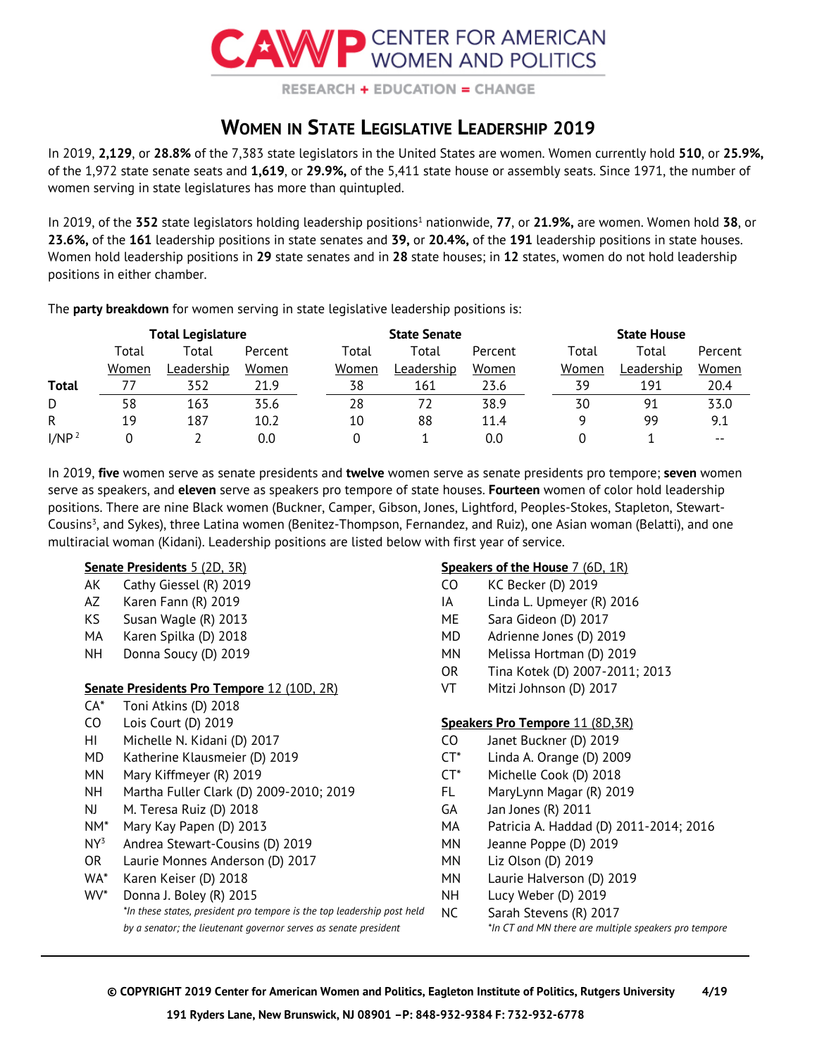# CAWP CENTER FOR AMERICAN WOMEN AND POLITICS

RESEARCH + EDUCATION = CHANGE

## Women in State Legislative Leadership 2019

In 2019, **2,129**, or **28.8%** of the 7,383 state legislators in the United States are women. Women currently hold **510**, or **25.9%,** of the 1,972 state senate seats and **1,619**, or **29.9%,** of the 5,411 state house or assembly seats. Since 1971, the number of women serving in state legislatures has more than quintupled.

In 2019, of the **352** state legislators holding leadership positions[1] nationwide, **77**, or **21.9%,** are women. Women hold **38**, or **23.6%,** of the **161** leadership positions in state senates and **39,** or **20.4%,** of the **191** leadership positions in state houses. Women hold leadership positions in **29** state senates and in **28** state houses; in **12** states, women do not hold leadership positions in either chamber.

The **party breakdown** for women serving in state legislative leadership positions is:

| | Total Legislature | | | State Senate | | | State House | | |
|---|---|---|---|---|---|---|---|---|---|
| | Total Women | Total Leadership | Percent Women | Total Women | Total Leadership | Percent Women | Total Women | Total Leadership | Percent Women |
| **Total** | 77 | 352 | 21.9 | 38 | 161 | 23.6 | 39 | 191 | 20.4 |
| D | 58 | 163 | 35.6 | 28 | 72 | 38.9 | 30 | 91 | 33.0 |
| R | 19 | 187 | 10.2 | 10 | 88 | 11.4 | 9 | 99 | 9.1 |
| I/NP[2] | 0 | 2 | 0.0 | 0 | 1 | 0.0 | 0 | 1 | -- |

In 2019, **five** women serve as senate presidents and **twelve** women serve as senate presidents pro tempore; **seven** women serve as speakers, and **eleven** serve as speakers pro tempore of state houses. **Fourteen** women of color hold leadership positions. There are nine Black women (Buckner, Camper, Gibson, Jones, Lightford, Peoples-Stokes, Stapleton, Stewart-Cousins[3], and Sykes), three Latina women (Benitez-Thompson, Fernandez, and Ruiz), one Asian woman (Belatti), and one multiracial woman (Kidani). Leadership positions are listed below with first year of service.

**Senate Presidents** 5 (2D, 3R)

| | |
|---|---|
| AK | Cathy Giessel (R) 2019 |
| AZ | Karen Fann (R) 2019 |
| KS | Susan Wagle (R) 2013 |
| MA | Karen Spilka (D) 2018 |
| NH | Donna Soucy (D) 2019 |

**Senate Presidents Pro Tempore** 12 (10D, 2R)

| | |
|---|---|
| CA* | Toni Atkins (D) 2018 |
| CO | Lois Court (D) 2019 |
| HI | Michelle N. Kidani (D) 2017 |
| MD | Katherine Klausmeier (D) 2019 |
| MN | Mary Kiffmeyer (R) 2019 |
| NH | Martha Fuller Clark (D) 2009-2010; 2019 |
| NJ | M. Teresa Ruiz (D) 2018 |
| NM* | Mary Kay Papen (D) 2013 |
| NY[3] | Andrea Stewart-Cousins (D) 2019 |
| OR | Laurie Monnes Anderson (D) 2017 |
| WA* | Karen Keiser (D) 2018 |
| WV* | Donna J. Boley (R) 2015 |

*\*In these states, president pro tempore is the top leadership post held by a senator; the lieutenant governor serves as senate president*

**Speakers of the House** 7 (6D, 1R)

| | |
|---|---|
| CO | KC Becker (D) 2019 |
| IA | Linda L. Upmeyer (R) 2016 |
| ME | Sara Gideon (D) 2017 |
| MD | Adrienne Jones (D) 2019 |
| MN | Melissa Hortman (D) 2019 |
| OR | Tina Kotek (D) 2007-2011; 2013 |
| VT | Mitzi Johnson (D) 2017 |

**Speakers Pro Tempore** 11 (8D,3R)

| | |
|---|---|
| CO | Janet Buckner (D) 2019 |
| CT* | Linda A. Orange (D) 2009 |
| CT* | Michelle Cook (D) 2018 |
| FL | MaryLynn Magar (R) 2019 |
| GA | Jan Jones (R) 2011 |
| MA | Patricia A. Haddad (D) 2011-2014; 2016 |
| MN | Jeanne Poppe (D) 2019 |
| MN | Liz Olson (D) 2019 |
| MN | Laurie Halverson (D) 2019 |
| NH | Lucy Weber (D) 2019 |
| NC | Sarah Stevens (R) 2017 |

*\*In CT and MN there are multiple speakers pro tempore*

© COPYRIGHT 2019 Center for American Women and Politics, Eagleton Institute of Politics, Rutgers University 4/19

191 Ryders Lane, New Brunswick, NJ 08901 –P: 848-932-9384 F: 732-932-6778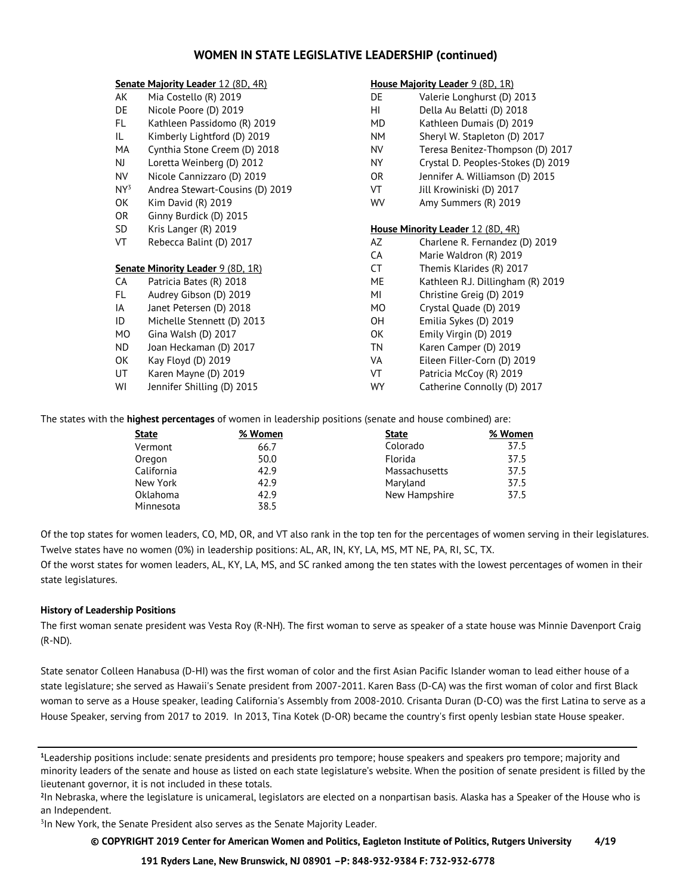## WOMEN IN STATE LEGISLATIVE LEADERSHIP (continued)

**Senate Majority Leader** 12 (8D, 4R)

| | |
|---|---|
| AK | Mia Costello (R) 2019 |
| DE | Nicole Poore (D) 2019 |
| FL | Kathleen Passidomo (R) 2019 |
| IL | Kimberly Lightford (D) 2019 |
| MA | Cynthia Stone Creem (D) 2018 |
| NJ | Loretta Weinberg (D) 2012 |
| NV | Nicole Cannizzaro (D) 2019 |
| NY[3] | Andrea Stewart-Cousins (D) 2019 |
| OK | Kim David (R) 2019 |
| OR | Ginny Burdick (D) 2015 |
| SD | Kris Langer (R) 2019 |
| VT | Rebecca Balint (D) 2017 |

**Senate Minority Leader** 9 (8D, 1R)

| | |
|---|---|
| CA | Patricia Bates (R) 2018 |
| FL | Audrey Gibson (D) 2019 |
| IA | Janet Petersen (D) 2018 |
| ID | Michelle Stennett (D) 2013 |
| MO | Gina Walsh (D) 2017 |
| ND | Joan Heckaman (D) 2017 |
| OK | Kay Floyd (D) 2019 |
| UT | Karen Mayne (D) 2019 |
| WI | Jennifer Shilling (D) 2015 |

**House Majority Leader** 9 (8D, 1R)

| | |
|---|---|
| DE | Valerie Longhurst (D) 2013 |
| HI | Della Au Belatti (D) 2018 |
| MD | Kathleen Dumais (D) 2019 |
| NM | Sheryl W. Stapleton (D) 2017 |
| NV | Teresa Benitez-Thompson (D) 2017 |
| NY | Crystal D. Peoples-Stokes (D) 2019 |
| OR | Jennifer A. Williamson (D) 2015 |
| VT | Jill Krowiniski (D) 2017 |
| WV | Amy Summers (R) 2019 |

**House Minority Leader** 12 (8D, 4R)

| | |
|---|---|
| AZ | Charlene R. Fernandez (D) 2019 |
| CA | Marie Waldron (R) 2019 |
| CT | Themis Klarides (R) 2017 |
| ME | Kathleen R.J. Dillingham (R) 2019 |
| MI | Christine Greig (D) 2019 |
| MO | Crystal Quade (D) 2019 |
| OH | Emilia Sykes (D) 2019 |
| OK | Emily Virgin (D) 2019 |
| TN | Karen Camper (D) 2019 |
| VA | Eileen Filler-Corn (D) 2019 |
| VT | Patricia McCoy (R) 2019 |
| WY | Catherine Connolly (D) 2017 |

The states with the **highest percentages** of women in leadership positions (senate and house combined) are:

| State | % Women | State | % Women |
|---|---|---|---|
| Vermont | 66.7 | Colorado | 37.5 |
| Oregon | 50.0 | Florida | 37.5 |
| California | 42.9 | Massachusetts | 37.5 |
| New York | 42.9 | Maryland | 37.5 |
| Oklahoma | 42.9 | New Hampshire | 37.5 |
| Minnesota | 38.5 | | |

Of the top states for women leaders, CO, MD, OR, and VT also rank in the top ten for the percentages of women serving in their legislatures.
Twelve states have no women (0%) in leadership positions: AL, AR, IN, KY, LA, MS, MT NE, PA, RI, SC, TX.
Of the worst states for women leaders, AL, KY, LA, MS, and SC ranked among the ten states with the lowest percentages of women in their state legislatures.

**History of Leadership Positions**

The first woman senate president was Vesta Roy (R-NH). The first woman to serve as speaker of a state house was Minnie Davenport Craig (R-ND).

State senator Colleen Hanabusa (D-HI) was the first woman of color and the first Asian Pacific Islander woman to lead either house of a state legislature; she served as Hawaii's Senate president from 2007-2011. Karen Bass (D-CA) was the first woman of color and first Black woman to serve as a House speaker, leading California's Assembly from 2008-2010. Crisanta Duran (D-CO) was the first Latina to serve as a House Speaker, serving from 2017 to 2019. In 2013, Tina Kotek (D-OR) became the country's first openly lesbian state House speaker.

---

[1]Leadership positions include: senate presidents and presidents pro tempore; house speakers and speakers pro tempore; majority and minority leaders of the senate and house as listed on each state legislature's website. When the position of senate president is filled by the lieutenant governor, it is not included in these totals.
[2]In Nebraska, where the legislature is unicameral, legislators are elected on a nonpartisan basis. Alaska has a Speaker of the House who is an Independent.
[3]In New York, the Senate President also serves as the Senate Majority Leader.

**© COPYRIGHT 2019 Center for American Women and Politics, Eagleton Institute of Politics, Rutgers University 4/19**

**191 Ryders Lane, New Brunswick, NJ 08901 –P: 848-932-9384 F: 732-932-6778**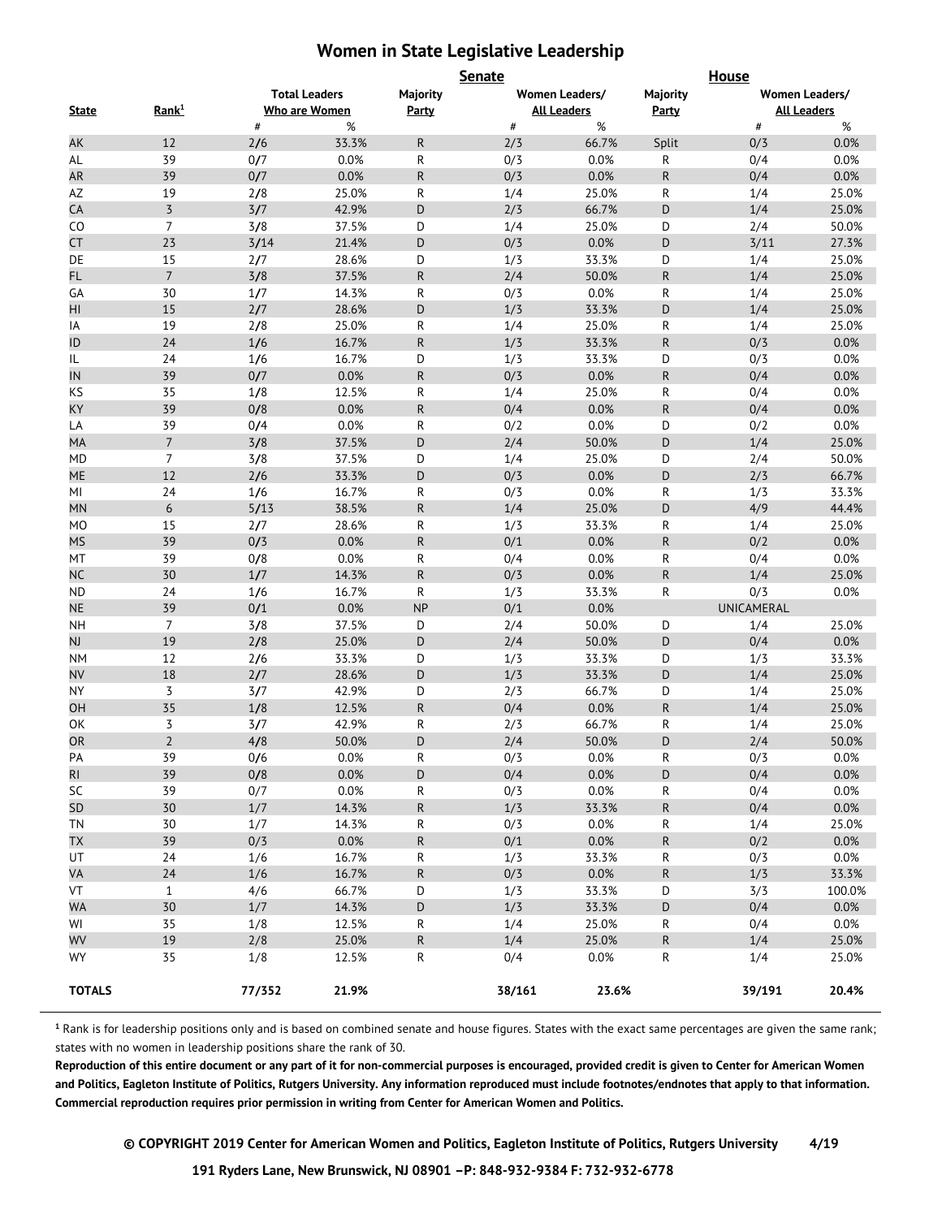# Women in State Legislative Leadership

| State | Rank[1] | Senate | | | | | House | | |
|---|---|---|---|---|---|---|---|---|---|
| | | Total Leaders Who are Women | | Majority Party | Women Leaders/ All Leaders | | Majority Party | Women Leaders/ All Leaders | |
| | | # | % | | # | % | | # | % |
| AK | 12 | 2/6 | 33.3% | R | 2/3 | 66.7% | Split | 0/3 | 0.0% |
| AL | 39 | 0/7 | 0.0% | R | 0/3 | 0.0% | R | 0/4 | 0.0% |
| AR | 39 | 0/7 | 0.0% | R | 0/3 | 0.0% | R | 0/4 | 0.0% |
| AZ | 19 | 2/8 | 25.0% | R | 1/4 | 25.0% | R | 1/4 | 25.0% |
| CA | 3 | 3/7 | 42.9% | D | 2/3 | 66.7% | D | 1/4 | 25.0% |
| CO | 7 | 3/8 | 37.5% | D | 1/4 | 25.0% | D | 2/4 | 50.0% |
| CT | 23 | 3/14 | 21.4% | D | 0/3 | 0.0% | D | 3/11 | 27.3% |
| DE | 15 | 2/7 | 28.6% | D | 1/3 | 33.3% | D | 1/4 | 25.0% |
| FL | 7 | 3/8 | 37.5% | R | 2/4 | 50.0% | R | 1/4 | 25.0% |
| GA | 30 | 1/7 | 14.3% | R | 0/3 | 0.0% | R | 1/4 | 25.0% |
| HI | 15 | 2/7 | 28.6% | D | 1/3 | 33.3% | D | 1/4 | 25.0% |
| IA | 19 | 2/8 | 25.0% | R | 1/4 | 25.0% | R | 1/4 | 25.0% |
| ID | 24 | 1/6 | 16.7% | R | 1/3 | 33.3% | R | 0/3 | 0.0% |
| IL | 24 | 1/6 | 16.7% | D | 1/3 | 33.3% | D | 0/3 | 0.0% |
| IN | 39 | 0/7 | 0.0% | R | 0/3 | 0.0% | R | 0/4 | 0.0% |
| KS | 35 | 1/8 | 12.5% | R | 1/4 | 25.0% | R | 0/4 | 0.0% |
| KY | 39 | 0/8 | 0.0% | R | 0/4 | 0.0% | R | 0/4 | 0.0% |
| LA | 39 | 0/4 | 0.0% | R | 0/2 | 0.0% | D | 0/2 | 0.0% |
| MA | 7 | 3/8 | 37.5% | D | 2/4 | 50.0% | D | 1/4 | 25.0% |
| MD | 7 | 3/8 | 37.5% | D | 1/4 | 25.0% | D | 2/4 | 50.0% |
| ME | 12 | 2/6 | 33.3% | D | 0/3 | 0.0% | D | 2/3 | 66.7% |
| MI | 24 | 1/6 | 16.7% | R | 0/3 | 0.0% | R | 1/3 | 33.3% |
| MN | 6 | 5/13 | 38.5% | R | 1/4 | 25.0% | D | 4/9 | 44.4% |
| MO | 15 | 2/7 | 28.6% | R | 1/3 | 33.3% | R | 1/4 | 25.0% |
| MS | 39 | 0/3 | 0.0% | R | 0/1 | 0.0% | R | 0/2 | 0.0% |
| MT | 39 | 0/8 | 0.0% | R | 0/4 | 0.0% | R | 0/4 | 0.0% |
| NC | 30 | 1/7 | 14.3% | R | 0/3 | 0.0% | R | 1/4 | 25.0% |
| ND | 24 | 1/6 | 16.7% | R | 1/3 | 33.3% | R | 0/3 | 0.0% |
| NE | 39 | 0/1 | 0.0% | NP | 0/1 | 0.0% | | UNICAMERAL | |
| NH | 7 | 3/8 | 37.5% | D | 2/4 | 50.0% | D | 1/4 | 25.0% |
| NJ | 19 | 2/8 | 25.0% | D | 2/4 | 50.0% | D | 0/4 | 0.0% |
| NM | 12 | 2/6 | 33.3% | D | 1/3 | 33.3% | D | 1/3 | 33.3% |
| NV | 18 | 2/7 | 28.6% | D | 1/3 | 33.3% | D | 1/4 | 25.0% |
| NY | 3 | 3/7 | 42.9% | D | 2/3 | 66.7% | D | 1/4 | 25.0% |
| OH | 35 | 1/8 | 12.5% | R | 0/4 | 0.0% | R | 1/4 | 25.0% |
| OK | 3 | 3/7 | 42.9% | R | 2/3 | 66.7% | R | 1/4 | 25.0% |
| OR | 2 | 4/8 | 50.0% | D | 2/4 | 50.0% | D | 2/4 | 50.0% |
| PA | 39 | 0/6 | 0.0% | R | 0/3 | 0.0% | R | 0/3 | 0.0% |
| RI | 39 | 0/8 | 0.0% | D | 0/4 | 0.0% | D | 0/4 | 0.0% |
| SC | 39 | 0/7 | 0.0% | R | 0/3 | 0.0% | R | 0/4 | 0.0% |
| SD | 30 | 1/7 | 14.3% | R | 1/3 | 33.3% | R | 0/4 | 0.0% |
| TN | 30 | 1/7 | 14.3% | R | 0/3 | 0.0% | R | 1/4 | 25.0% |
| TX | 39 | 0/3 | 0.0% | R | 0/1 | 0.0% | R | 0/2 | 0.0% |
| UT | 24 | 1/6 | 16.7% | R | 1/3 | 33.3% | R | 0/3 | 0.0% |
| VA | 24 | 1/6 | 16.7% | R | 0/3 | 0.0% | R | 1/3 | 33.3% |
| VT | 1 | 4/6 | 66.7% | D | 1/3 | 33.3% | D | 3/3 | 100.0% |
| WA | 30 | 1/7 | 14.3% | D | 1/3 | 33.3% | D | 0/4 | 0.0% |
| WI | 35 | 1/8 | 12.5% | R | 1/4 | 25.0% | R | 0/4 | 0.0% |
| WV | 19 | 2/8 | 25.0% | R | 1/4 | 25.0% | R | 1/4 | 25.0% |
| WY | 35 | 1/8 | 12.5% | R | 0/4 | 0.0% | R | 1/4 | 25.0% |
| **TOTALS** | | **77/352** | **21.9%** | | **38/161** | **23.6%** | | **39/191** | **20.4%** |

[1] Rank is for leadership positions only and is based on combined senate and house figures. States with the exact same percentages are given the same rank; states with no women in leadership positions share the rank of 30.

**Reproduction of this entire document or any part of it for non-commercial purposes is encouraged, provided credit is given to Center for American Women and Politics, Eagleton Institute of Politics, Rutgers University. Any information reproduced must include footnotes/endnotes that apply to that information. Commercial reproduction requires prior permission in writing from Center for American Women and Politics.**

**© COPYRIGHT 2019 Center for American Women and Politics, Eagleton Institute of Politics, Rutgers University 4/19**

**191 Ryders Lane, New Brunswick, NJ 08901 –P: 848-932-9384 F: 732-932-6778**